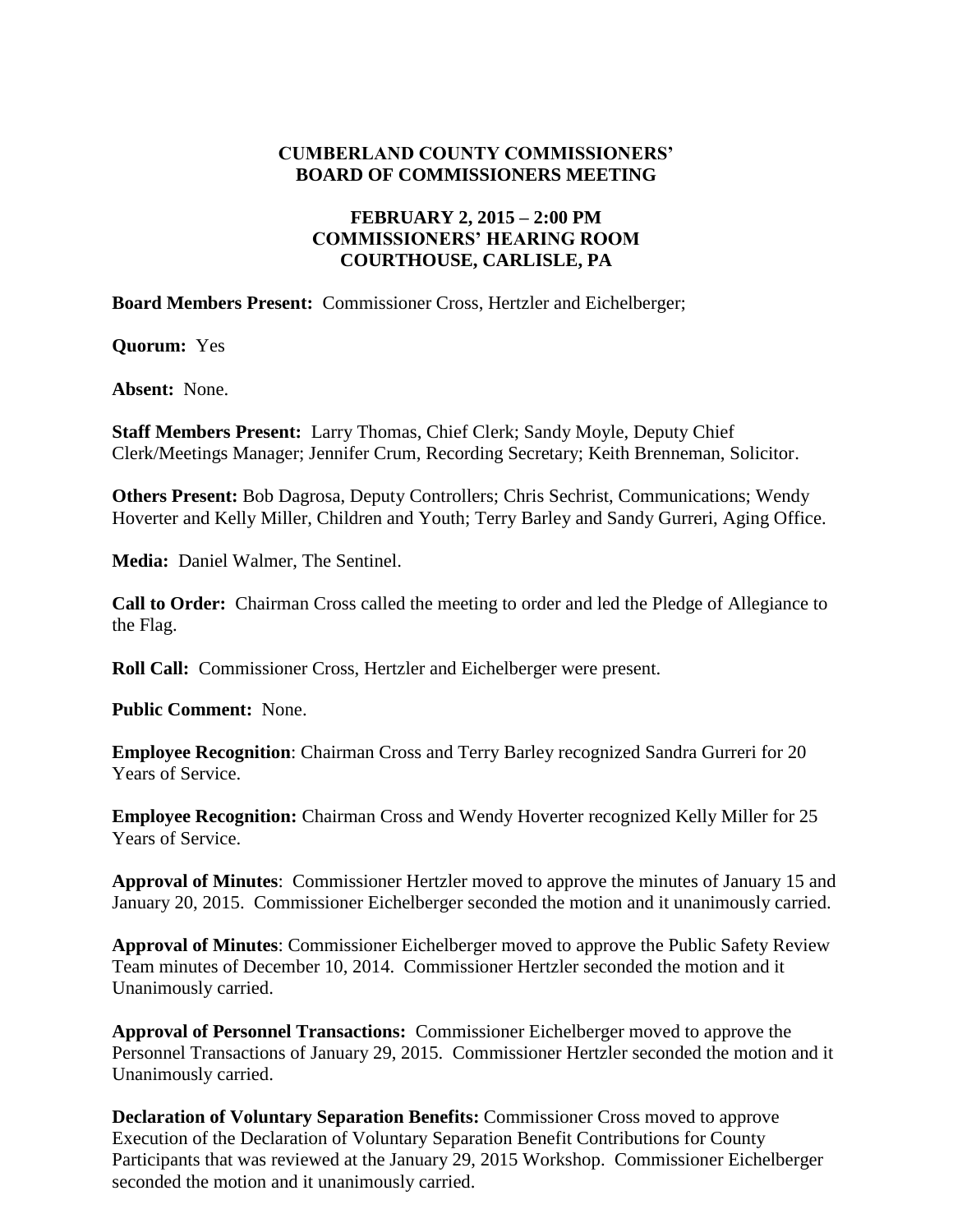# CUMBERLAND COUNTY COMMISSIONERS' BOARD OF COMMISSIONERS MEETING

## FEBRUARY 2, 2015 – 2:00 PM COMMISSIONERS' HEARING ROOM COURTHOUSE, CARLISLE, PA

**Board Members Present:** Commissioner Cross, Hertzler and Eichelberger;

**Quorum:** Yes

**Absent:** None.

**Staff Members Present:** Larry Thomas, Chief Clerk; Sandy Moyle, Deputy Chief Clerk/Meetings Manager; Jennifer Crum, Recording Secretary; Keith Brenneman, Solicitor.

**Others Present:** Bob Dagrosa, Deputy Controllers; Chris Sechrist, Communications; Wendy Hoverter and Kelly Miller, Children and Youth; Terry Barley and Sandy Gurreri, Aging Office.

**Media:** Daniel Walmer, The Sentinel.

**Call to Order:** Chairman Cross called the meeting to order and led the Pledge of Allegiance to the Flag.

**Roll Call:** Commissioner Cross, Hertzler and Eichelberger were present.

**Public Comment:** None.

**Employee Recognition**: Chairman Cross and Terry Barley recognized Sandra Gurreri for 20 Years of Service.

**Employee Recognition:** Chairman Cross and Wendy Hoverter recognized Kelly Miller for 25 Years of Service.

**Approval of Minutes**: Commissioner Hertzler moved to approve the minutes of January 15 and January 20, 2015. Commissioner Eichelberger seconded the motion and it unanimously carried.

**Approval of Minutes**: Commissioner Eichelberger moved to approve the Public Safety Review Team minutes of December 10, 2014. Commissioner Hertzler seconded the motion and it Unanimously carried.

**Approval of Personnel Transactions:** Commissioner Eichelberger moved to approve the Personnel Transactions of January 29, 2015. Commissioner Hertzler seconded the motion and it Unanimously carried.

**Declaration of Voluntary Separation Benefits:** Commissioner Cross moved to approve Execution of the Declaration of Voluntary Separation Benefit Contributions for County Participants that was reviewed at the January 29, 2015 Workshop. Commissioner Eichelberger seconded the motion and it unanimously carried.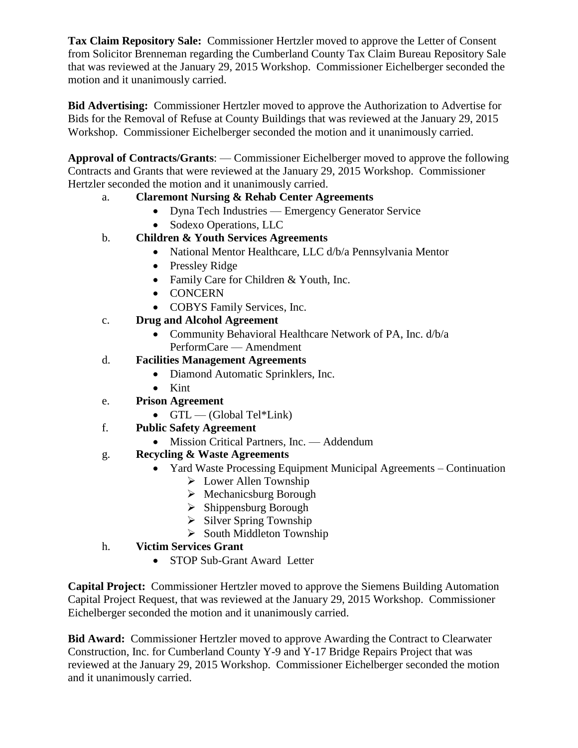**Tax Claim Repository Sale:** Commissioner Hertzler moved to approve the Letter of Consent from Solicitor Brenneman regarding the Cumberland County Tax Claim Bureau Repository Sale that was reviewed at the January 29, 2015 Workshop. Commissioner Eichelberger seconded the motion and it unanimously carried.

**Bid Advertising:** Commissioner Hertzler moved to approve the Authorization to Advertise for Bids for the Removal of Refuse at County Buildings that was reviewed at the January 29, 2015 Workshop. Commissioner Eichelberger seconded the motion and it unanimously carried.

**Approval of Contracts/Grants**: — Commissioner Eichelberger moved to approve the following Contracts and Grants that were reviewed at the January 29, 2015 Workshop. Commissioner Hertzler seconded the motion and it unanimously carried.

a. **Claremont Nursing & Rehab Center Agreements**
   - Dyna Tech Industries — Emergency Generator Service
   - Sodexo Operations, LLC

b. **Children & Youth Services Agreements**
   - National Mentor Healthcare, LLC d/b/a Pennsylvania Mentor
   - Pressley Ridge
   - Family Care for Children & Youth, Inc.
   - CONCERN
   - COBYS Family Services, Inc.

c. **Drug and Alcohol Agreement**
   - Community Behavioral Healthcare Network of PA, Inc. d/b/a PerformCare — Amendment

d. **Facilities Management Agreements**
   - Diamond Automatic Sprinklers, Inc.
   - Kint

e. **Prison Agreement**
   - GTL — (Global Tel*Link)

f. **Public Safety Agreement**
   - Mission Critical Partners, Inc. — Addendum

g. **Recycling & Waste Agreements**
   - Yard Waste Processing Equipment Municipal Agreements – Continuation
     - Lower Allen Township
     - Mechanicsburg Borough
     - Shippensburg Borough
     - Silver Spring Township
     - South Middleton Township

h. **Victim Services Grant**
   - STOP Sub-Grant Award Letter

**Capital Project:** Commissioner Hertzler moved to approve the Siemens Building Automation Capital Project Request, that was reviewed at the January 29, 2015 Workshop. Commissioner Eichelberger seconded the motion and it unanimously carried.

**Bid Award:** Commissioner Hertzler moved to approve Awarding the Contract to Clearwater Construction, Inc. for Cumberland County Y-9 and Y-17 Bridge Repairs Project that was reviewed at the January 29, 2015 Workshop. Commissioner Eichelberger seconded the motion and it unanimously carried.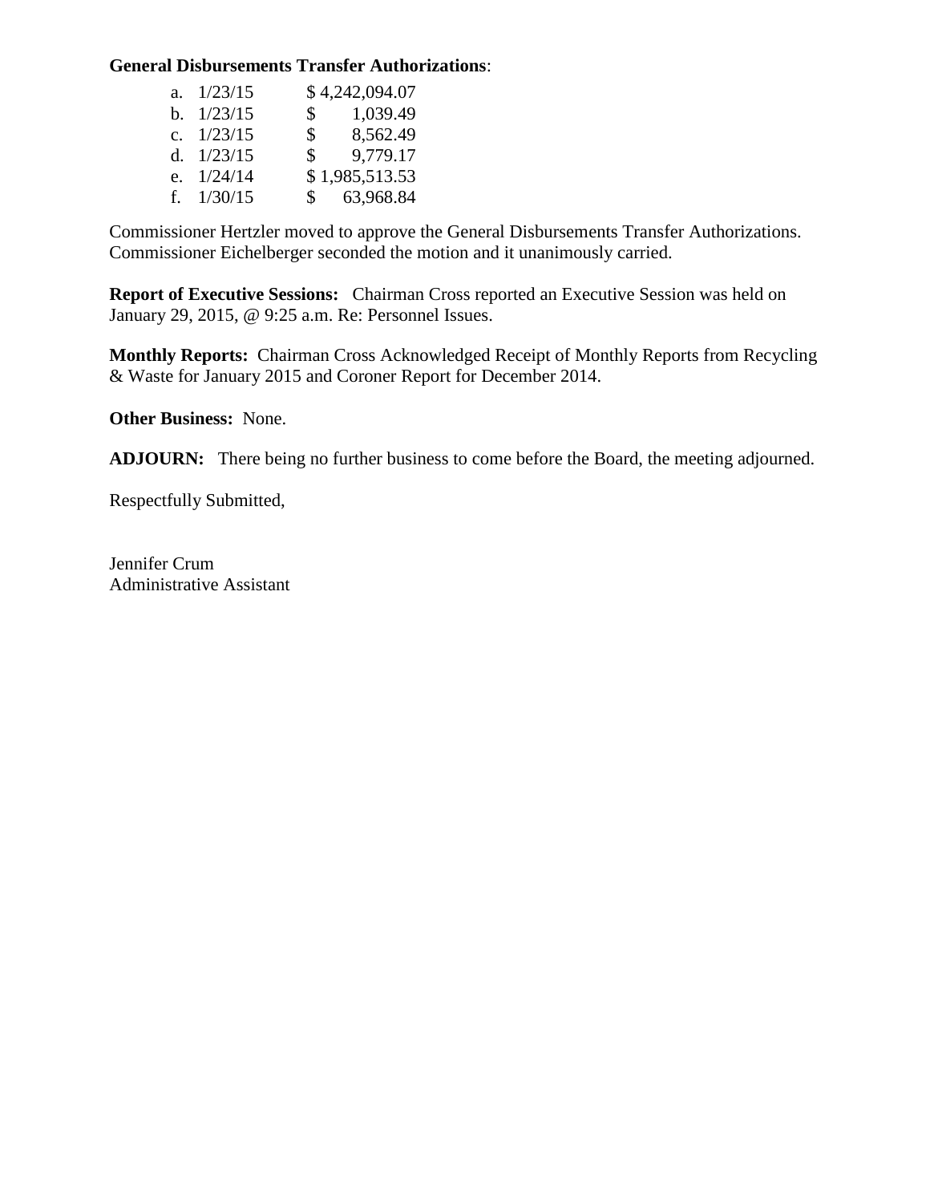**General Disbursements Transfer Authorizations**:

a. 1/23/15 $ 4,242,094.07
b. 1/23/15 $ 1,039.49
c. 1/23/15 $ 8,562.49
d. 1/23/15 $ 9,779.17
e. 1/24/14 $ 1,985,513.53
f. 1/30/15 $ 63,968.84

Commissioner Hertzler moved to approve the General Disbursements Transfer Authorizations. Commissioner Eichelberger seconded the motion and it unanimously carried.

**Report of Executive Sessions:** Chairman Cross reported an Executive Session was held on January 29, 2015, @ 9:25 a.m. Re: Personnel Issues.

**Monthly Reports:** Chairman Cross Acknowledged Receipt of Monthly Reports from Recycling & Waste for January 2015 and Coroner Report for December 2014.

**Other Business:** None.

**ADJOURN:** There being no further business to come before the Board, the meeting adjourned.

Respectfully Submitted,

Jennifer Crum
Administrative Assistant